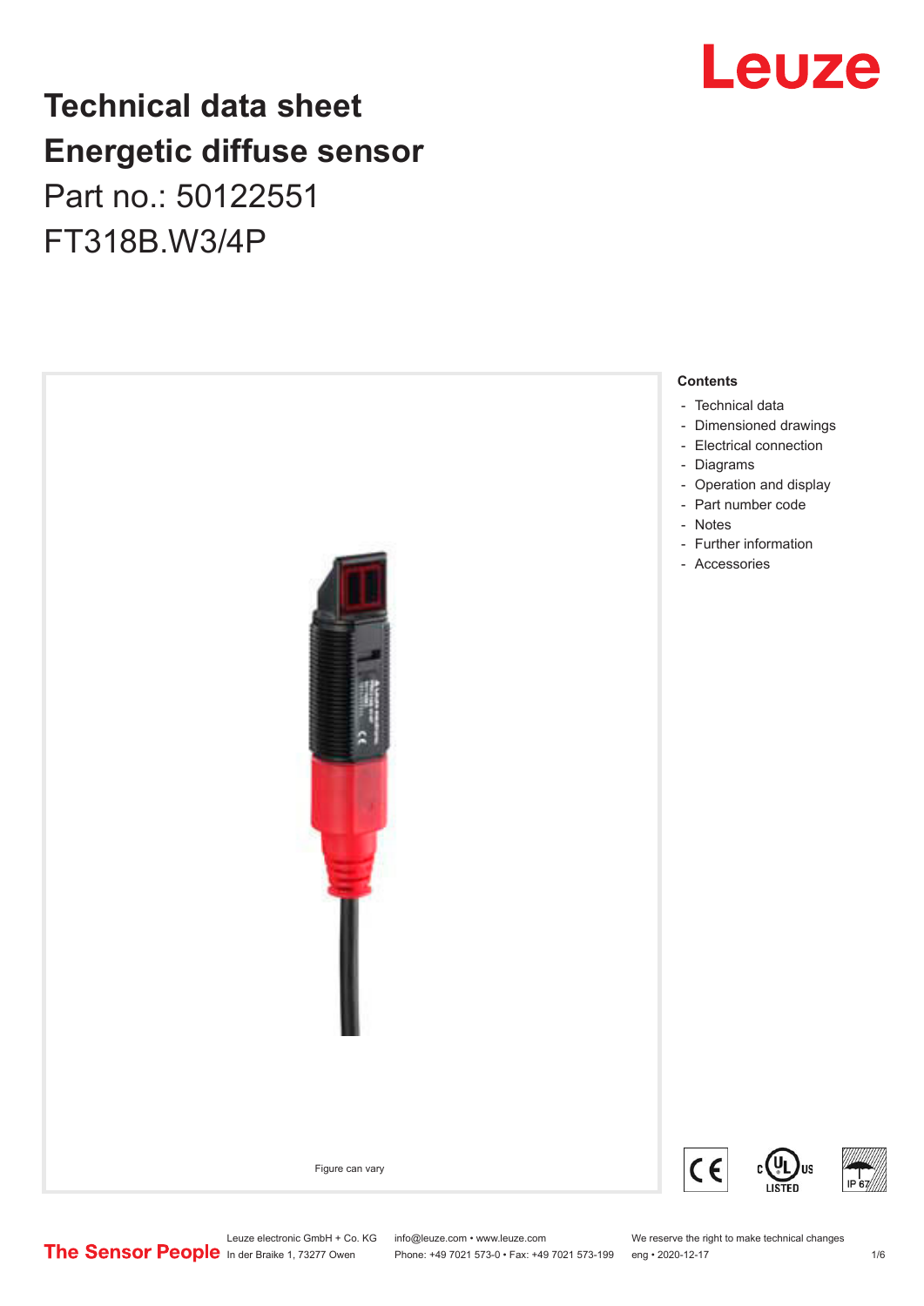# Technical data sheet
# Energetic diffuse sensor

Part no.: 50122551

FT318B.W3/4P

Figure can vary

**Contents**

- Technical data
- Dimensioned drawings
- Electrical connection
- Diagrams
- Operation and display
- Part number code
- Notes
- Further information
- Accessories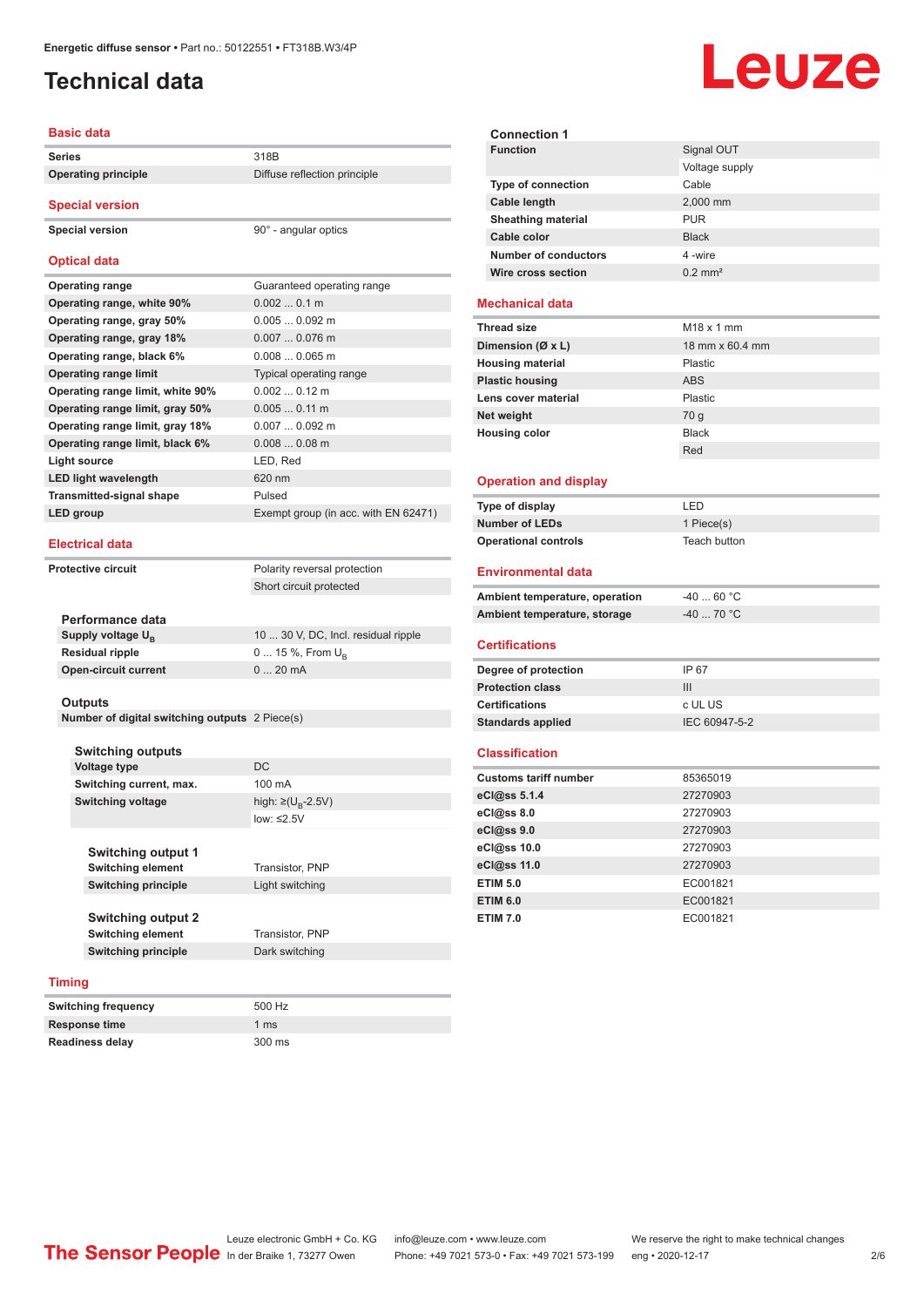# Technical data

## Basic data

| | |
|---|---|
| **Series** | 318B |
| **Operating principle** | Diffuse reflection principle |

## Special version

| | |
|---|---|
| **Special version** | 90° - angular optics |

## Optical data

| | |
|---|---|
| **Operating range** | Guaranteed operating range |
| **Operating range, white 90%** | 0.002 ... 0.1 m |
| **Operating range, gray 50%** | 0.005 ... 0.092 m |
| **Operating range, gray 18%** | 0.007 ... 0.076 m |
| **Operating range, black 6%** | 0.008 ... 0.065 m |
| **Operating range limit** | Typical operating range |
| **Operating range limit, white 90%** | 0.002 ... 0.12 m |
| **Operating range limit, gray 50%** | 0.005 ... 0.11 m |
| **Operating range limit, gray 18%** | 0.007 ... 0.092 m |
| **Operating range limit, black 6%** | 0.008 ... 0.08 m |
| **Light source** | LED, Red |
| **LED light wavelength** | 620 nm |
| **Transmitted-signal shape** | Pulsed |
| **LED group** | Exempt group (in acc. with EN 62471) |

## Electrical data

| | |
|---|---|
| **Protective circuit** | Polarity reversal protection |
| | Short circuit protected |

### Performance data

| | |
|---|---|
| **Supply voltage $U_B$** | 10 ... 30 V, DC, Incl. residual ripple |
| **Residual ripple** | 0 ... 15 %, From $U_B$ |
| **Open-circuit current** | 0 ... 20 mA |

### Outputs

| | |
|---|---|
| **Number of digital switching outputs** | 2 Piece(s) |

#### Switching outputs

| | |
|---|---|
| **Voltage type** | DC |
| **Switching current, max.** | 100 mA |
| **Switching voltage** | high: ≥($U_B$-2.5V) |
| | low: ≤2.5V |

##### Switching output 1

| | |
|---|---|
| **Switching element** | Transistor, PNP |
| **Switching principle** | Light switching |

##### Switching output 2

| | |
|---|---|
| **Switching element** | Transistor, PNP |
| **Switching principle** | Dark switching |

## Timing

| | |
|---|---|
| **Switching frequency** | 500 Hz |
| **Response time** | 1 ms |
| **Readiness delay** | 300 ms |

### Connection 1

| | |
|---|---|
| **Function** | Signal OUT |
| | Voltage supply |
| **Type of connection** | Cable |
| **Cable length** | 2,000 mm |
| **Sheathing material** | PUR |
| **Cable color** | Black |
| **Number of conductors** | 4 -wire |
| **Wire cross section** | 0.2 mm² |

## Mechanical data

| | |
|---|---|
| **Thread size** | M18 x 1 mm |
| **Dimension (Ø x L)** | 18 mm x 60.4 mm |
| **Housing material** | Plastic |
| **Plastic housing** | ABS |
| **Lens cover material** | Plastic |
| **Net weight** | 70 g |
| **Housing color** | Black |
| | Red |

## Operation and display

| | |
|---|---|
| **Type of display** | LED |
| **Number of LEDs** | 1 Piece(s) |
| **Operational controls** | Teach button |

## Environmental data

| | |
|---|---|
| **Ambient temperature, operation** | -40 ... 60 °C |
| **Ambient temperature, storage** | -40 ... 70 °C |

## Certifications

| | |
|---|---|
| **Degree of protection** | IP 67 |
| **Protection class** | III |
| **Certifications** | c UL US |
| **Standards applied** | IEC 60947-5-2 |

## Classification

| | |
|---|---|
| **Customs tariff number** | 85365019 |
| **eCl@ss 5.1.4** | 27270903 |
| **eCl@ss 8.0** | 27270903 |
| **eCl@ss 9.0** | 27270903 |
| **eCl@ss 10.0** | 27270903 |
| **eCl@ss 11.0** | 27270903 |
| **ETIM 5.0** | EC001821 |
| **ETIM 6.0** | EC001821 |
| **ETIM 7.0** | EC001821 |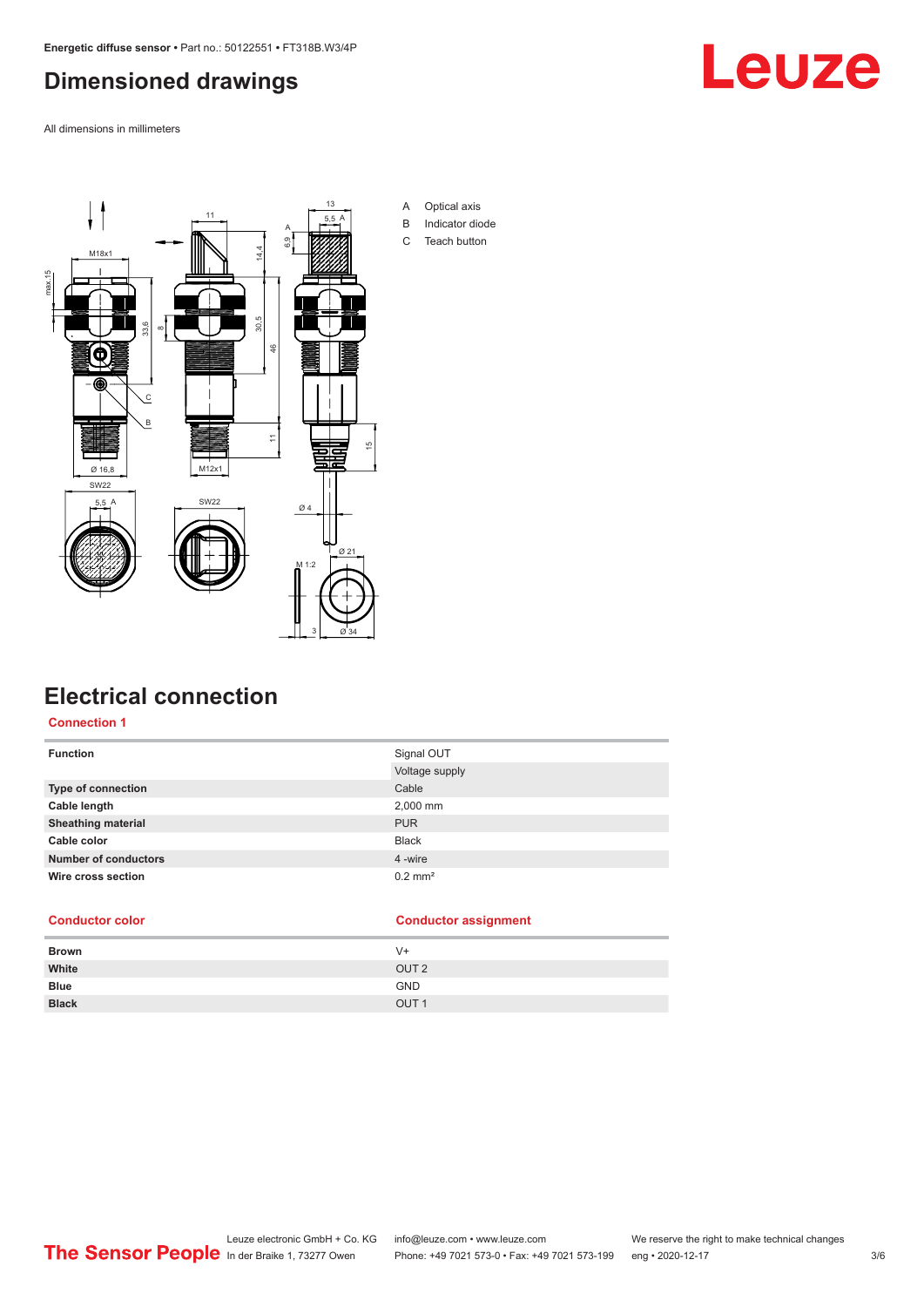# Dimensioned drawings

All dimensions in millimeters

A Optical axis
B Indicator diode
C Teach button

# Electrical connection

## Connection 1

| | |
|---|---|
| **Function** | Signal OUT |
| | Voltage supply |
| **Type of connection** | Cable |
| **Cable length** | 2,000 mm |
| **Sheathing material** | PUR |
| **Cable color** | Black |
| **Number of conductors** | 4 -wire |
| **Wire cross section** | 0.2 mm² |

| Conductor color | Conductor assignment |
|---|---|
| **Brown** | V+ |
| **White** | OUT 2 |
| **Blue** | GND |
| **Black** | OUT 1 |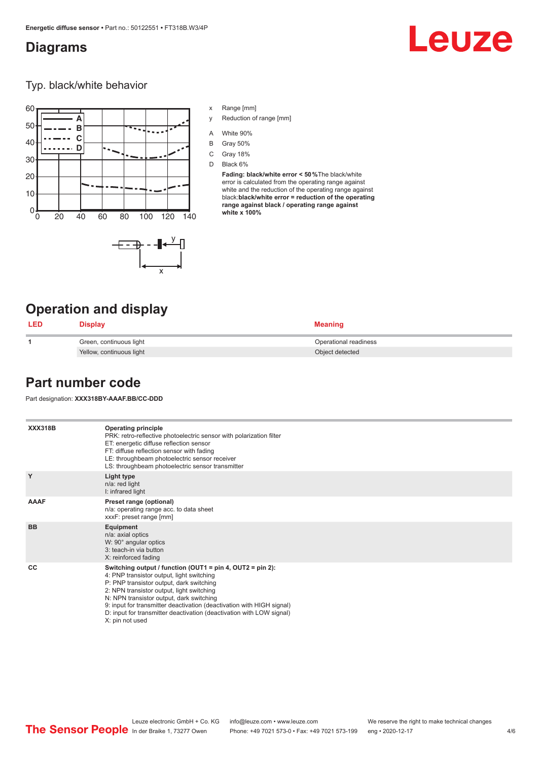## Diagrams

### Typ. black/white behavior

60
50
40
30
20
10
0
0 20 40 60 80 100 120 140

A
B
C
D

y
x

x Range [mm]
y Reduction of range [mm]

A White 90%
B Gray 50%
C Gray 18%
D Black 6%

**Fading: black/white error < 50 %**The black/white error is calculated from the operating range against white and the reduction of the operating range against black:**black/white error = reduction of the operating range against black / operating range against white x 100%**

## Operation and display

| LED | Display | Meaning |
|---|---|---|
| 1 | Green, continuous light | Operational readiness |
| | Yellow, continuous light | Object detected |

## Part number code

Part designation: **XXX318BY-AAAF.BB/CC-DDD**

| | |
|---|---|
| **XXX318B** | **Operating principle**<br>PRK: retro-reflective photoelectric sensor with polarization filter<br>ET: energetic diffuse reflection sensor<br>FT: diffuse reflection sensor with fading<br>LE: throughbeam photoelectric sensor receiver<br>LS: throughbeam photoelectric sensor transmitter |
| **Y** | **Light type**<br>n/a: red light<br>I: infrared light |
| **AAAF** | **Preset range (optional)**<br>n/a: operating range acc. to data sheet<br>xxxF: preset range [mm] |
| **BB** | **Equipment**<br>n/a: axial optics<br>W: 90° angular optics<br>3: teach-in via button<br>X: reinforced fading |
| **CC** | **Switching output / function (OUT1 = pin 4, OUT2 = pin 2):**<br>4: PNP transistor output, light switching<br>P: PNP transistor output, dark switching<br>2: NPN transistor output, light switching<br>N: NPN transistor output, dark switching<br>9: input for transmitter deactivation (deactivation with HIGH signal)<br>D: input for transmitter deactivation (deactivation with LOW signal)<br>X: pin not used |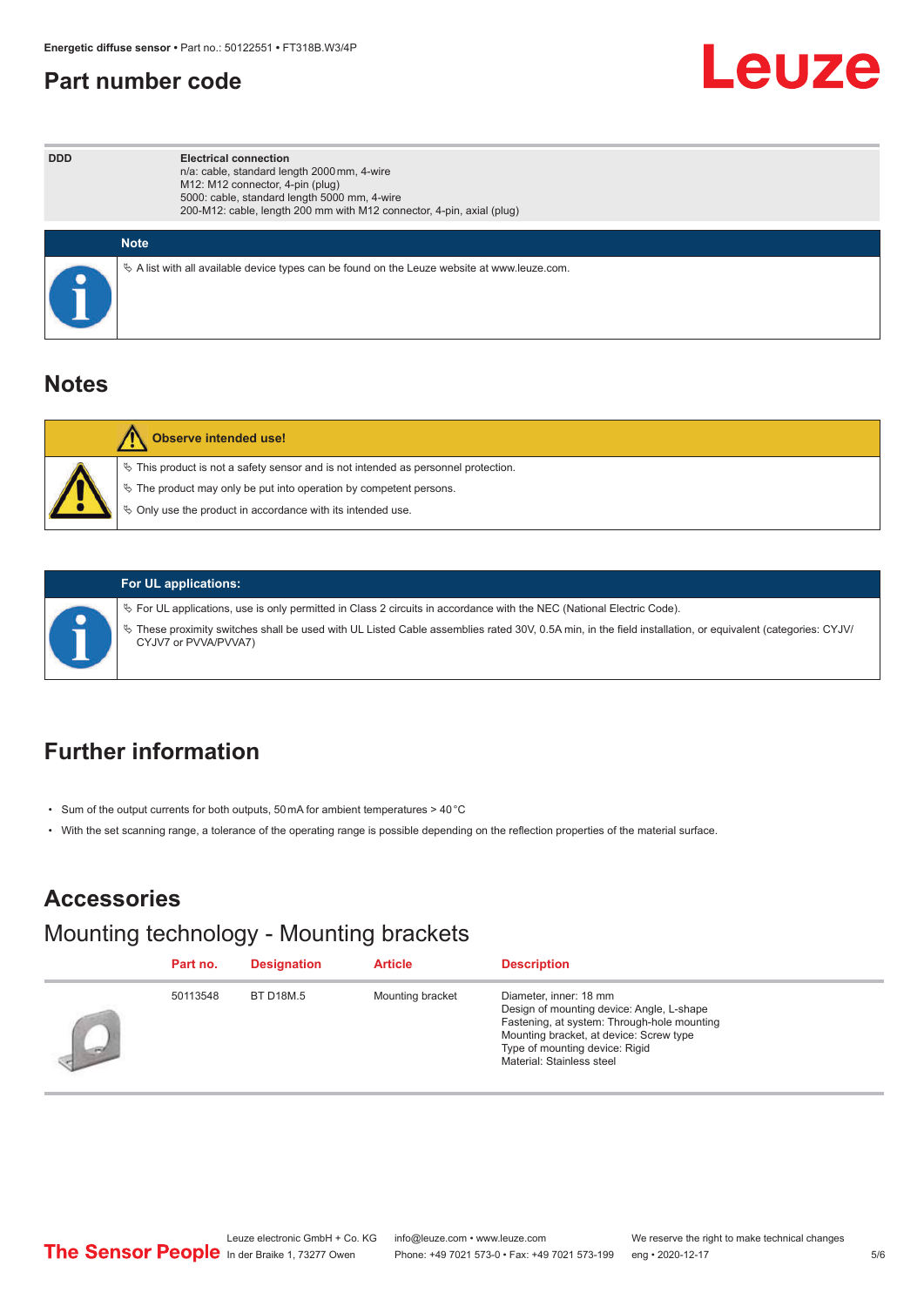## Part number code

| | |
|---|---|
| DDD | **Electrical connection**<br>n/a: cable, standard length 2000 mm, 4-wire<br>M12: M12 connector, 4-pin (plug)<br>5000: cable, standard length 5000 mm, 4-wire<br>200-M12: cable, length 200 mm with M12 connector, 4-pin, axial (plug) |

**Note**

- A list with all available device types can be found on the Leuze website at www.leuze.com.

## Notes

**Observe intended use!**

- This product is not a safety sensor and is not intended as personnel protection.
- The product may only be put into operation by competent persons.
- Only use the product in accordance with its intended use.

**For UL applications:**

- For UL applications, use is only permitted in Class 2 circuits in accordance with the NEC (National Electric Code).
- These proximity switches shall be used with UL Listed Cable assemblies rated 30V, 0.5A min, in the field installation, or equivalent (categories: CYJV/CYJV7 or PVVA/PVVA7)

## Further information

- Sum of the output currents for both outputs, 50 mA for ambient temperatures > 40 °C
- With the set scanning range, a tolerance of the operating range is possible depending on the reflection properties of the material surface.

## Accessories

### Mounting technology - Mounting brackets

| Part no. | Designation | Article | Description |
|---|---|---|---|
| 50113548 | BT D18M.5 | Mounting bracket | Diameter, inner: 18 mm<br>Design of mounting device: Angle, L-shape<br>Fastening, at system: Through-hole mounting<br>Mounting bracket, at device: Screw type<br>Type of mounting device: Rigid<br>Material: Stainless steel |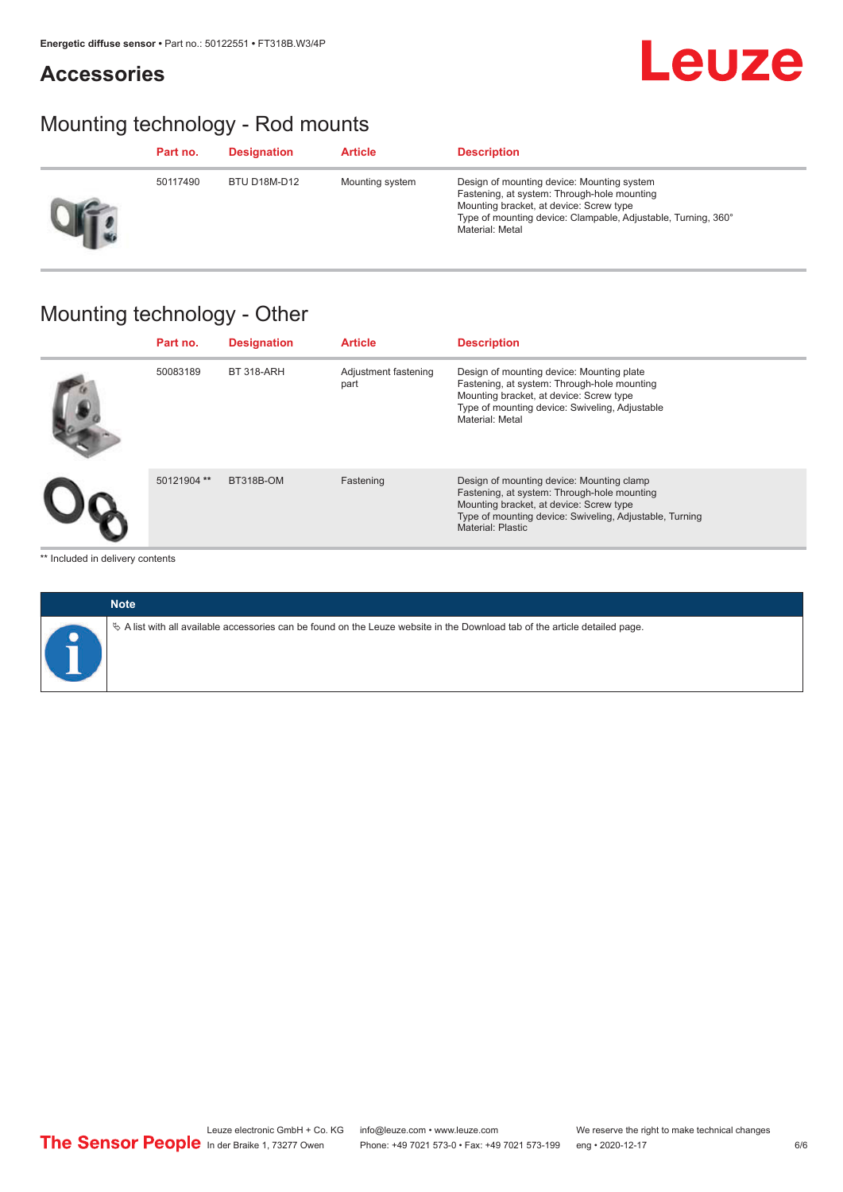## Accessories

# Mounting technology - Rod mounts

| | Part no. | Designation | Article | Description |
|---|---|---|---|---|
| | 50117490 | BTU D18M-D12 | Mounting system | Design of mounting device: Mounting system<br>Fastening, at system: Through-hole mounting<br>Mounting bracket, at device: Screw type<br>Type of mounting device: Clampable, Adjustable, Turning, 360°<br>Material: Metal |

# Mounting technology - Other

| | Part no. | Designation | Article | Description |
|---|---|---|---|---|
| | 50083189 | BT 318-ARH | Adjustment fastening part | Design of mounting device: Mounting plate<br>Fastening, at system: Through-hole mounting<br>Mounting bracket, at device: Screw type<br>Type of mounting device: Swiveling, Adjustable<br>Material: Metal |
| | 50121904 ** | BT318B-OM | Fastening | Design of mounting device: Mounting clamp<br>Fastening, at system: Through-hole mounting<br>Mounting bracket, at device: Screw type<br>Type of mounting device: Swiveling, Adjustable, Turning<br>Material: Plastic |

** Included in delivery contents

**Note**

↳ A list with all available accessories can be found on the Leuze website in the Download tab of the article detailed page.